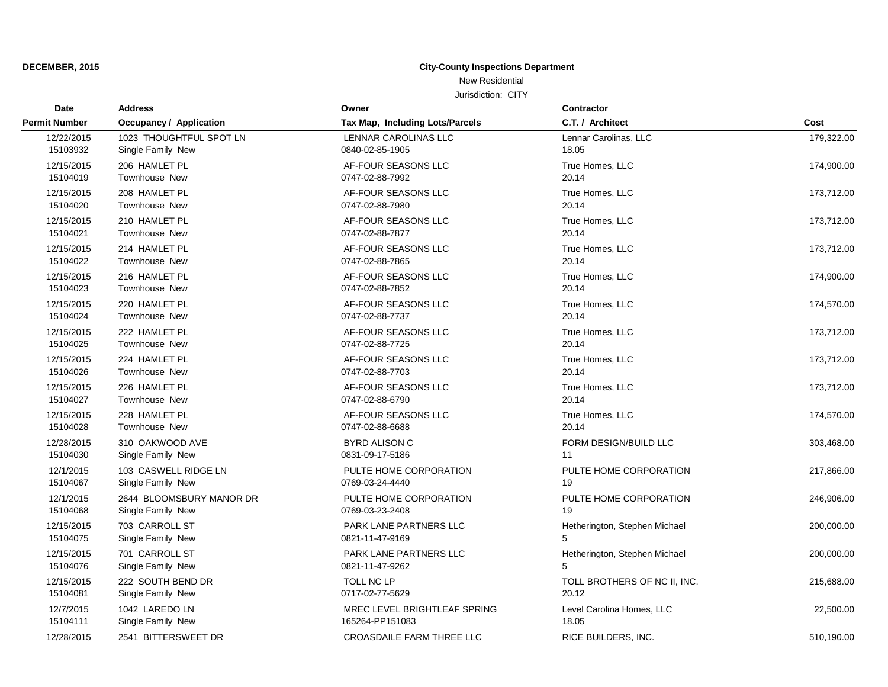**DECEMBER, 2015**

**City-County Inspections Department**

New Residential

Jurisdiction: CITY

| Date<br>Permit Number | Address<br>Occupancy / Application | Owner<br>Tax Map, Including Lots/Parcels | Contractor<br>C.T. / Architect | Cost |
|---|---|---|---|---|
| 12/22/2015<br>15103932 | 1023 THOUGHTFUL SPOT LN<br>Single Family New | LENNAR CAROLINAS LLC<br>0840-02-85-1905 | Lennar Carolinas, LLC<br>18.05 | 179,322.00 |
| 12/15/2015<br>15104019 | 206 HAMLET PL<br>Townhouse New | AF-FOUR SEASONS LLC<br>0747-02-88-7992 | True Homes, LLC<br>20.14 | 174,900.00 |
| 12/15/2015<br>15104020 | 208 HAMLET PL<br>Townhouse New | AF-FOUR SEASONS LLC<br>0747-02-88-7980 | True Homes, LLC<br>20.14 | 173,712.00 |
| 12/15/2015<br>15104021 | 210 HAMLET PL<br>Townhouse New | AF-FOUR SEASONS LLC<br>0747-02-88-7877 | True Homes, LLC<br>20.14 | 173,712.00 |
| 12/15/2015<br>15104022 | 214 HAMLET PL<br>Townhouse New | AF-FOUR SEASONS LLC<br>0747-02-88-7865 | True Homes, LLC<br>20.14 | 173,712.00 |
| 12/15/2015<br>15104023 | 216 HAMLET PL<br>Townhouse New | AF-FOUR SEASONS LLC<br>0747-02-88-7852 | True Homes, LLC<br>20.14 | 174,900.00 |
| 12/15/2015<br>15104024 | 220 HAMLET PL<br>Townhouse New | AF-FOUR SEASONS LLC<br>0747-02-88-7737 | True Homes, LLC<br>20.14 | 174,570.00 |
| 12/15/2015<br>15104025 | 222 HAMLET PL<br>Townhouse New | AF-FOUR SEASONS LLC<br>0747-02-88-7725 | True Homes, LLC<br>20.14 | 173,712.00 |
| 12/15/2015<br>15104026 | 224 HAMLET PL<br>Townhouse New | AF-FOUR SEASONS LLC<br>0747-02-88-7703 | True Homes, LLC<br>20.14 | 173,712.00 |
| 12/15/2015<br>15104027 | 226 HAMLET PL<br>Townhouse New | AF-FOUR SEASONS LLC<br>0747-02-88-6790 | True Homes, LLC<br>20.14 | 173,712.00 |
| 12/15/2015<br>15104028 | 228 HAMLET PL<br>Townhouse New | AF-FOUR SEASONS LLC<br>0747-02-88-6688 | True Homes, LLC<br>20.14 | 174,570.00 |
| 12/28/2015<br>15104030 | 310 OAKWOOD AVE<br>Single Family New | BYRD ALISON C<br>0831-09-17-5186 | FORM DESIGN/BUILD LLC<br>11 | 303,468.00 |
| 12/1/2015<br>15104067 | 103 CASWELL RIDGE LN<br>Single Family New | PULTE HOME CORPORATION<br>0769-03-24-4440 | PULTE HOME CORPORATION<br>19 | 217,866.00 |
| 12/1/2015<br>15104068 | 2644 BLOOMSBURY MANOR DR<br>Single Family New | PULTE HOME CORPORATION<br>0769-03-23-2408 | PULTE HOME CORPORATION<br>19 | 246,906.00 |
| 12/15/2015<br>15104075 | 703 CARROLL ST<br>Single Family New | PARK LANE PARTNERS LLC<br>0821-11-47-9169 | Hetherington, Stephen Michael<br>5 | 200,000.00 |
| 12/15/2015<br>15104076 | 701 CARROLL ST<br>Single Family New | PARK LANE PARTNERS LLC<br>0821-11-47-9262 | Hetherington, Stephen Michael<br>5 | 200,000.00 |
| 12/15/2015<br>15104081 | 222 SOUTH BEND DR<br>Single Family New | TOLL NC LP<br>0717-02-77-5629 | TOLL BROTHERS OF NC II, INC.<br>20.12 | 215,688.00 |
| 12/7/2015<br>15104111 | 1042 LAREDO LN<br>Single Family New | MREC LEVEL BRIGHTLEAF SPRING<br>165264-PP151083 | Level Carolina Homes, LLC<br>18.05 | 22,500.00 |
| 12/28/2015 | 2541 BITTERSWEET DR | CROASDAILE FARM THREE LLC | RICE BUILDERS, INC. | 510,190.00 |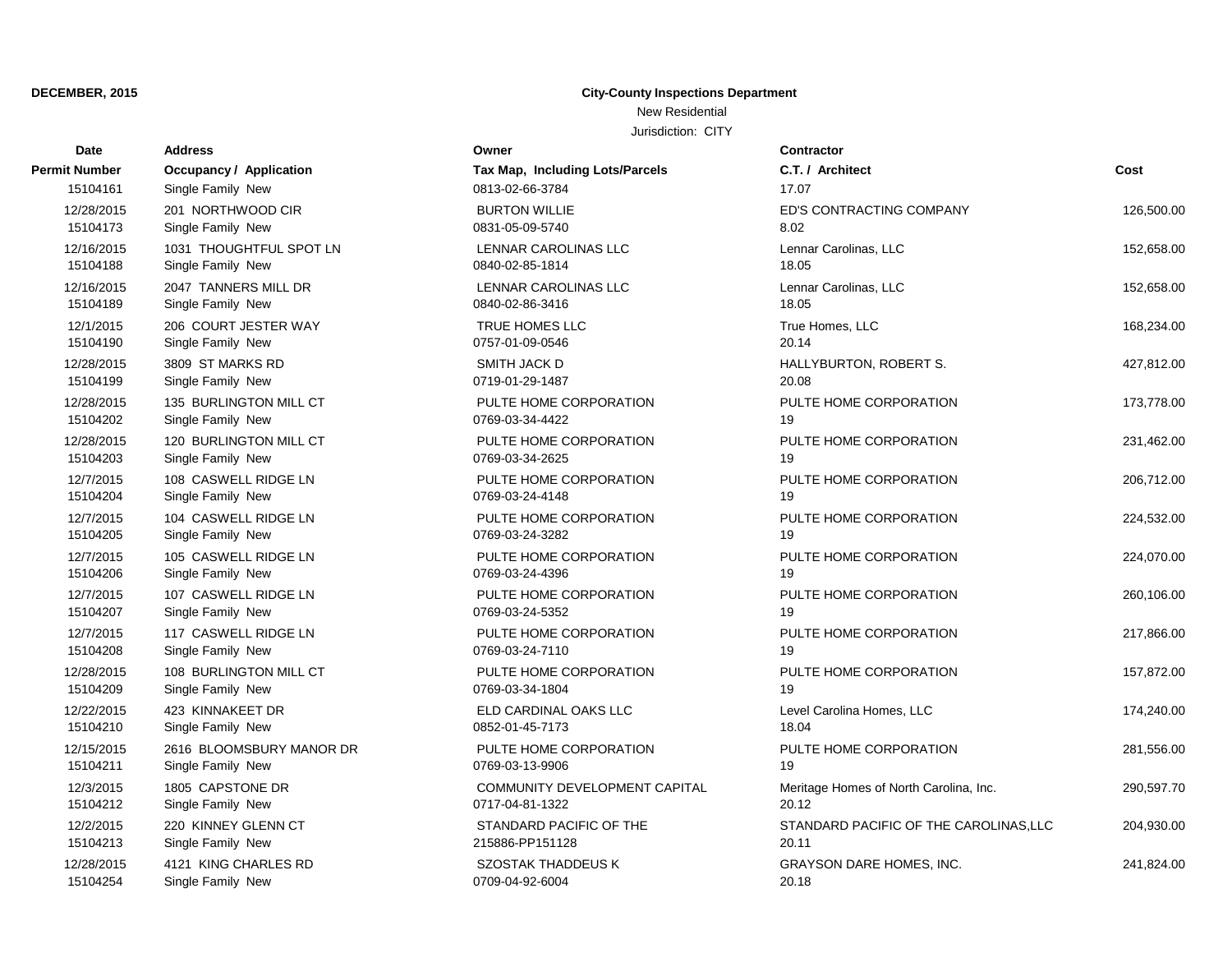**DECEMBER, 2015**

**City-County Inspections Department**

New Residential

Jurisdiction: CITY

| Date / Permit Number | Address / Occupancy / Application | Owner / Tax Map, Including Lots/Parcels | Contractor / C.T. / Architect | Cost |
|---|---|---|---|---|
| 15104161 | Single Family New | 0813-02-66-3784 | 17.07 | |
| 12/28/2015 | 201 NORTHWOOD CIR | BURTON WILLIE | ED'S CONTRACTING COMPANY | 126,500.00 |
| 15104173 | Single Family New | 0831-05-09-5740 | 8.02 | |
| 12/16/2015 | 1031 THOUGHTFUL SPOT LN | LENNAR CAROLINAS LLC | Lennar Carolinas, LLC | 152,658.00 |
| 15104188 | Single Family New | 0840-02-85-1814 | 18.05 | |
| 12/16/2015 | 2047 TANNERS MILL DR | LENNAR CAROLINAS LLC | Lennar Carolinas, LLC | 152,658.00 |
| 15104189 | Single Family New | 0840-02-86-3416 | 18.05 | |
| 12/1/2015 | 206 COURT JESTER WAY | TRUE HOMES LLC | True Homes, LLC | 168,234.00 |
| 15104190 | Single Family New | 0757-01-09-0546 | 20.14 | |
| 12/28/2015 | 3809 ST MARKS RD | SMITH JACK D | HALLYBURTON, ROBERT S. | 427,812.00 |
| 15104199 | Single Family New | 0719-01-29-1487 | 20.08 | |
| 12/28/2015 | 135 BURLINGTON MILL CT | PULTE HOME CORPORATION | PULTE HOME CORPORATION | 173,778.00 |
| 15104202 | Single Family New | 0769-03-34-4422 | 19 | |
| 12/28/2015 | 120 BURLINGTON MILL CT | PULTE HOME CORPORATION | PULTE HOME CORPORATION | 231,462.00 |
| 15104203 | Single Family New | 0769-03-34-2625 | 19 | |
| 12/7/2015 | 108 CASWELL RIDGE LN | PULTE HOME CORPORATION | PULTE HOME CORPORATION | 206,712.00 |
| 15104204 | Single Family New | 0769-03-24-4148 | 19 | |
| 12/7/2015 | 104 CASWELL RIDGE LN | PULTE HOME CORPORATION | PULTE HOME CORPORATION | 224,532.00 |
| 15104205 | Single Family New | 0769-03-24-3282 | 19 | |
| 12/7/2015 | 105 CASWELL RIDGE LN | PULTE HOME CORPORATION | PULTE HOME CORPORATION | 224,070.00 |
| 15104206 | Single Family New | 0769-03-24-4396 | 19 | |
| 12/7/2015 | 107 CASWELL RIDGE LN | PULTE HOME CORPORATION | PULTE HOME CORPORATION | 260,106.00 |
| 15104207 | Single Family New | 0769-03-24-5352 | 19 | |
| 12/7/2015 | 117 CASWELL RIDGE LN | PULTE HOME CORPORATION | PULTE HOME CORPORATION | 217,866.00 |
| 15104208 | Single Family New | 0769-03-24-7110 | 19 | |
| 12/28/2015 | 108 BURLINGTON MILL CT | PULTE HOME CORPORATION | PULTE HOME CORPORATION | 157,872.00 |
| 15104209 | Single Family New | 0769-03-34-1804 | 19 | |
| 12/22/2015 | 423 KINNAKEET DR | ELD CARDINAL OAKS LLC | Level Carolina Homes, LLC | 174,240.00 |
| 15104210 | Single Family New | 0852-01-45-7173 | 18.04 | |
| 12/15/2015 | 2616 BLOOMSBURY MANOR DR | PULTE HOME CORPORATION | PULTE HOME CORPORATION | 281,556.00 |
| 15104211 | Single Family New | 0769-03-13-9906 | 19 | |
| 12/3/2015 | 1805 CAPSTONE DR | COMMUNITY DEVELOPMENT CAPITAL | Meritage Homes of North Carolina, Inc. | 290,597.70 |
| 15104212 | Single Family New | 0717-04-81-1322 | 20.12 | |
| 12/2/2015 | 220 KINNEY GLENN CT | STANDARD PACIFIC OF THE | STANDARD PACIFIC OF THE CAROLINAS,LLC | 204,930.00 |
| 15104213 | Single Family New | 215886-PP151128 | 20.11 | |
| 12/28/2015 | 4121 KING CHARLES RD | SZOSTAK THADDEUS K | GRAYSON DARE HOMES, INC. | 241,824.00 |
| 15104254 | Single Family New | 0709-04-92-6004 | 20.18 | |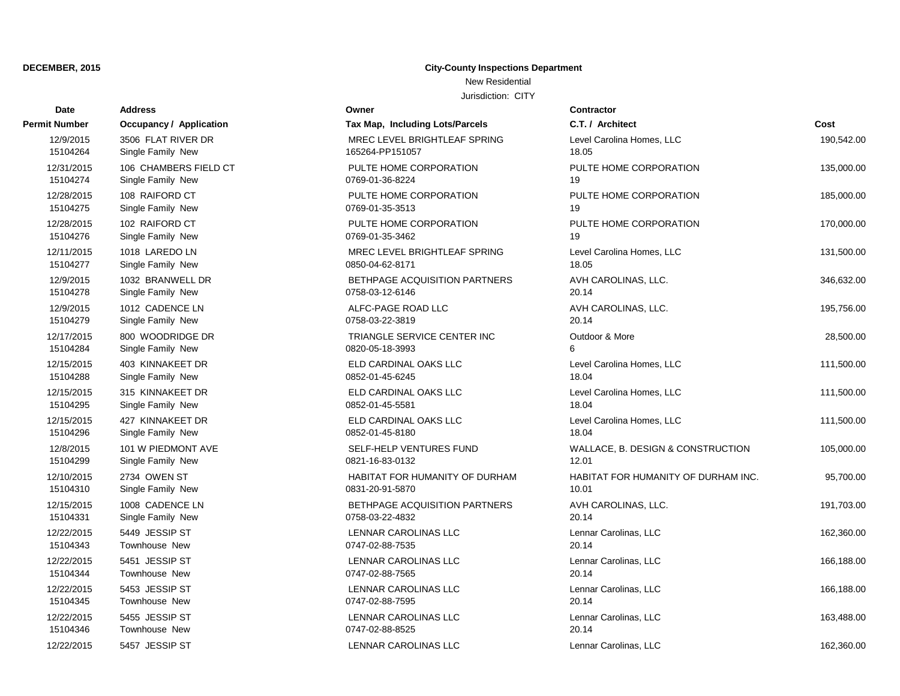**DECEMBER, 2015**

**City-County Inspections Department**

New Residential

Jurisdiction: CITY

| Date / Permit Number | Address / Occupancy / Application | Owner / Tax Map, Including Lots/Parcels | Contractor / C.T. / Architect | Cost |
|---|---|---|---|---|
| 12/9/2015<br>15104264 | 3506 FLAT RIVER DR<br>Single Family New | MREC LEVEL BRIGHTLEAF SPRING<br>165264-PP151057 | Level Carolina Homes, LLC<br>18.05 | 190,542.00 |
| 12/31/2015<br>15104274 | 106 CHAMBERS FIELD CT<br>Single Family New | PULTE HOME CORPORATION<br>0769-01-36-8224 | PULTE HOME CORPORATION<br>19 | 135,000.00 |
| 12/28/2015<br>15104275 | 108 RAIFORD CT<br>Single Family New | PULTE HOME CORPORATION<br>0769-01-35-3513 | PULTE HOME CORPORATION<br>19 | 185,000.00 |
| 12/28/2015<br>15104276 | 102 RAIFORD CT<br>Single Family New | PULTE HOME CORPORATION<br>0769-01-35-3462 | PULTE HOME CORPORATION<br>19 | 170,000.00 |
| 12/11/2015<br>15104277 | 1018 LAREDO LN<br>Single Family New | MREC LEVEL BRIGHTLEAF SPRING<br>0850-04-62-8171 | Level Carolina Homes, LLC<br>18.05 | 131,500.00 |
| 12/9/2015<br>15104278 | 1032 BRANWELL DR<br>Single Family New | BETHPAGE ACQUISITION PARTNERS<br>0758-03-12-6146 | AVH CAROLINAS, LLC.<br>20.14 | 346,632.00 |
| 12/9/2015<br>15104279 | 1012 CADENCE LN<br>Single Family New | ALFC-PAGE ROAD LLC<br>0758-03-22-3819 | AVH CAROLINAS, LLC.<br>20.14 | 195,756.00 |
| 12/17/2015<br>15104284 | 800 WOODRIDGE DR<br>Single Family New | TRIANGLE SERVICE CENTER INC<br>0820-05-18-3993 | Outdoor & More<br>6 | 28,500.00 |
| 12/15/2015<br>15104288 | 403 KINNAKEET DR<br>Single Family New | ELD CARDINAL OAKS LLC<br>0852-01-45-6245 | Level Carolina Homes, LLC<br>18.04 | 111,500.00 |
| 12/15/2015<br>15104295 | 315 KINNAKEET DR<br>Single Family New | ELD CARDINAL OAKS LLC<br>0852-01-45-5581 | Level Carolina Homes, LLC<br>18.04 | 111,500.00 |
| 12/15/2015<br>15104296 | 427 KINNAKEET DR<br>Single Family New | ELD CARDINAL OAKS LLC<br>0852-01-45-8180 | Level Carolina Homes, LLC<br>18.04 | 111,500.00 |
| 12/8/2015<br>15104299 | 101 W PIEDMONT AVE<br>Single Family New | SELF-HELP VENTURES FUND<br>0821-16-83-0132 | WALLACE, B. DESIGN & CONSTRUCTION<br>12.01 | 105,000.00 |
| 12/10/2015<br>15104310 | 2734 OWEN ST<br>Single Family New | HABITAT FOR HUMANITY OF DURHAM<br>0831-20-91-5870 | HABITAT FOR HUMANITY OF DURHAM INC.<br>10.01 | 95,700.00 |
| 12/15/2015<br>15104331 | 1008 CADENCE LN<br>Single Family New | BETHPAGE ACQUISITION PARTNERS<br>0758-03-22-4832 | AVH CAROLINAS, LLC.<br>20.14 | 191,703.00 |
| 12/22/2015<br>15104343 | 5449 JESSIP ST<br>Townhouse New | LENNAR CAROLINAS LLC<br>0747-02-88-7535 | Lennar Carolinas, LLC<br>20.14 | 162,360.00 |
| 12/22/2015<br>15104344 | 5451 JESSIP ST<br>Townhouse New | LENNAR CAROLINAS LLC<br>0747-02-88-7565 | Lennar Carolinas, LLC<br>20.14 | 166,188.00 |
| 12/22/2015<br>15104345 | 5453 JESSIP ST<br>Townhouse New | LENNAR CAROLINAS LLC<br>0747-02-88-7595 | Lennar Carolinas, LLC<br>20.14 | 166,188.00 |
| 12/22/2015<br>15104346 | 5455 JESSIP ST<br>Townhouse New | LENNAR CAROLINAS LLC<br>0747-02-88-8525 | Lennar Carolinas, LLC<br>20.14 | 163,488.00 |
| 12/22/2015 | 5457 JESSIP ST | LENNAR CAROLINAS LLC | Lennar Carolinas, LLC | 162,360.00 |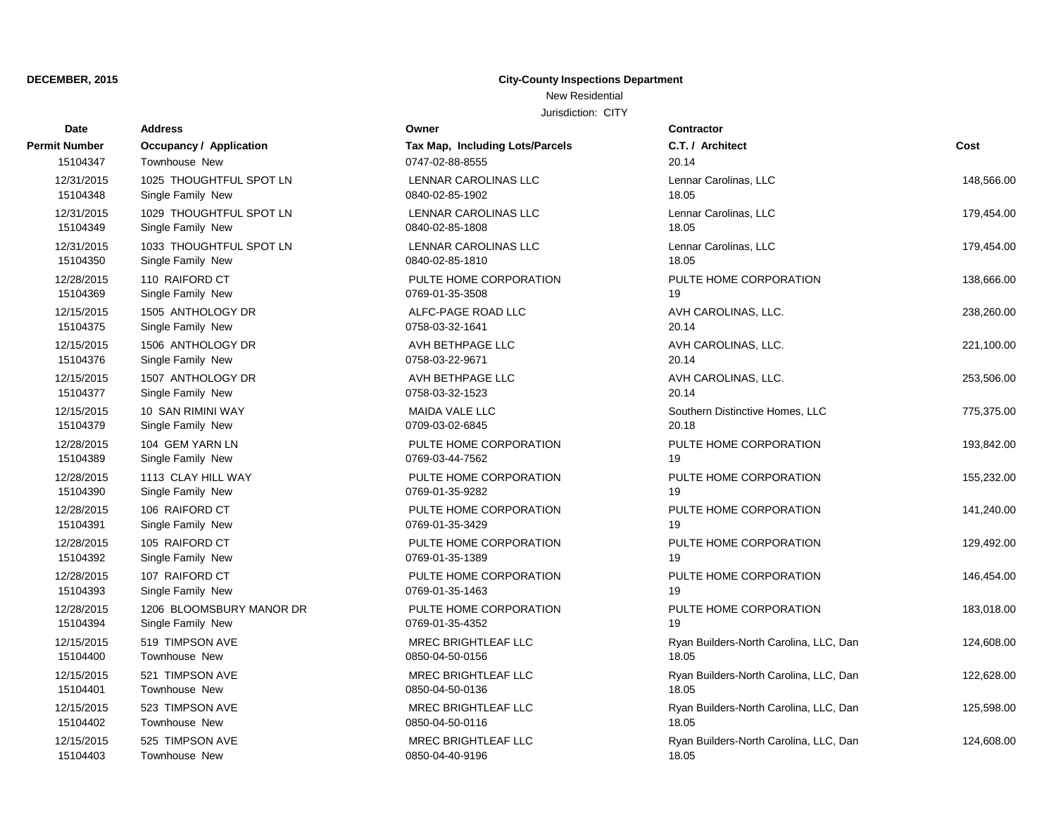**DECEMBER, 2015**

**City-County Inspections Department**

New Residential

Jurisdiction: CITY

| Date | Address | Owner | Contractor | |
|---|---|---|---|---|
| **Permit Number** | **Occupancy / Application** | **Tax Map, Including Lots/Parcels** | **C.T. / Architect** | **Cost** |
| 15104347 | Townhouse New | 0747-02-88-8555 | 20.14 | |
| 12/31/2015 | 1025 THOUGHTFUL SPOT LN | LENNAR CAROLINAS LLC | Lennar Carolinas, LLC | 148,566.00 |
| 15104348 | Single Family New | 0840-02-85-1902 | 18.05 | |
| 12/31/2015 | 1029 THOUGHTFUL SPOT LN | LENNAR CAROLINAS LLC | Lennar Carolinas, LLC | 179,454.00 |
| 15104349 | Single Family New | 0840-02-85-1808 | 18.05 | |
| 12/31/2015 | 1033 THOUGHTFUL SPOT LN | LENNAR CAROLINAS LLC | Lennar Carolinas, LLC | 179,454.00 |
| 15104350 | Single Family New | 0840-02-85-1810 | 18.05 | |
| 12/28/2015 | 110 RAIFORD CT | PULTE HOME CORPORATION | PULTE HOME CORPORATION | 138,666.00 |
| 15104369 | Single Family New | 0769-01-35-3508 | 19 | |
| 12/15/2015 | 1505 ANTHOLOGY DR | ALFC-PAGE ROAD LLC | AVH CAROLINAS, LLC. | 238,260.00 |
| 15104375 | Single Family New | 0758-03-32-1641 | 20.14 | |
| 12/15/2015 | 1506 ANTHOLOGY DR | AVH BETHPAGE LLC | AVH CAROLINAS, LLC. | 221,100.00 |
| 15104376 | Single Family New | 0758-03-22-9671 | 20.14 | |
| 12/15/2015 | 1507 ANTHOLOGY DR | AVH BETHPAGE LLC | AVH CAROLINAS, LLC. | 253,506.00 |
| 15104377 | Single Family New | 0758-03-32-1523 | 20.14 | |
| 12/15/2015 | 10 SAN RIMINI WAY | MAIDA VALE LLC | Southern Distinctive Homes, LLC | 775,375.00 |
| 15104379 | Single Family New | 0709-03-02-6845 | 20.18 | |
| 12/28/2015 | 104 GEM YARN LN | PULTE HOME CORPORATION | PULTE HOME CORPORATION | 193,842.00 |
| 15104389 | Single Family New | 0769-03-44-7562 | 19 | |
| 12/28/2015 | 1113 CLAY HILL WAY | PULTE HOME CORPORATION | PULTE HOME CORPORATION | 155,232.00 |
| 15104390 | Single Family New | 0769-01-35-9282 | 19 | |
| 12/28/2015 | 106 RAIFORD CT | PULTE HOME CORPORATION | PULTE HOME CORPORATION | 141,240.00 |
| 15104391 | Single Family New | 0769-01-35-3429 | 19 | |
| 12/28/2015 | 105 RAIFORD CT | PULTE HOME CORPORATION | PULTE HOME CORPORATION | 129,492.00 |
| 15104392 | Single Family New | 0769-01-35-1389 | 19 | |
| 12/28/2015 | 107 RAIFORD CT | PULTE HOME CORPORATION | PULTE HOME CORPORATION | 146,454.00 |
| 15104393 | Single Family New | 0769-01-35-1463 | 19 | |
| 12/28/2015 | 1206 BLOOMSBURY MANOR DR | PULTE HOME CORPORATION | PULTE HOME CORPORATION | 183,018.00 |
| 15104394 | Single Family New | 0769-01-35-4352 | 19 | |
| 12/15/2015 | 519 TIMPSON AVE | MREC BRIGHTLEAF LLC | Ryan Builders-North Carolina, LLC, Dan | 124,608.00 |
| 15104400 | Townhouse New | 0850-04-50-0156 | 18.05 | |
| 12/15/2015 | 521 TIMPSON AVE | MREC BRIGHTLEAF LLC | Ryan Builders-North Carolina, LLC, Dan | 122,628.00 |
| 15104401 | Townhouse New | 0850-04-50-0136 | 18.05 | |
| 12/15/2015 | 523 TIMPSON AVE | MREC BRIGHTLEAF LLC | Ryan Builders-North Carolina, LLC, Dan | 125,598.00 |
| 15104402 | Townhouse New | 0850-04-50-0116 | 18.05 | |
| 12/15/2015 | 525 TIMPSON AVE | MREC BRIGHTLEAF LLC | Ryan Builders-North Carolina, LLC, Dan | 124,608.00 |
| 15104403 | Townhouse New | 0850-04-40-9196 | 18.05 | |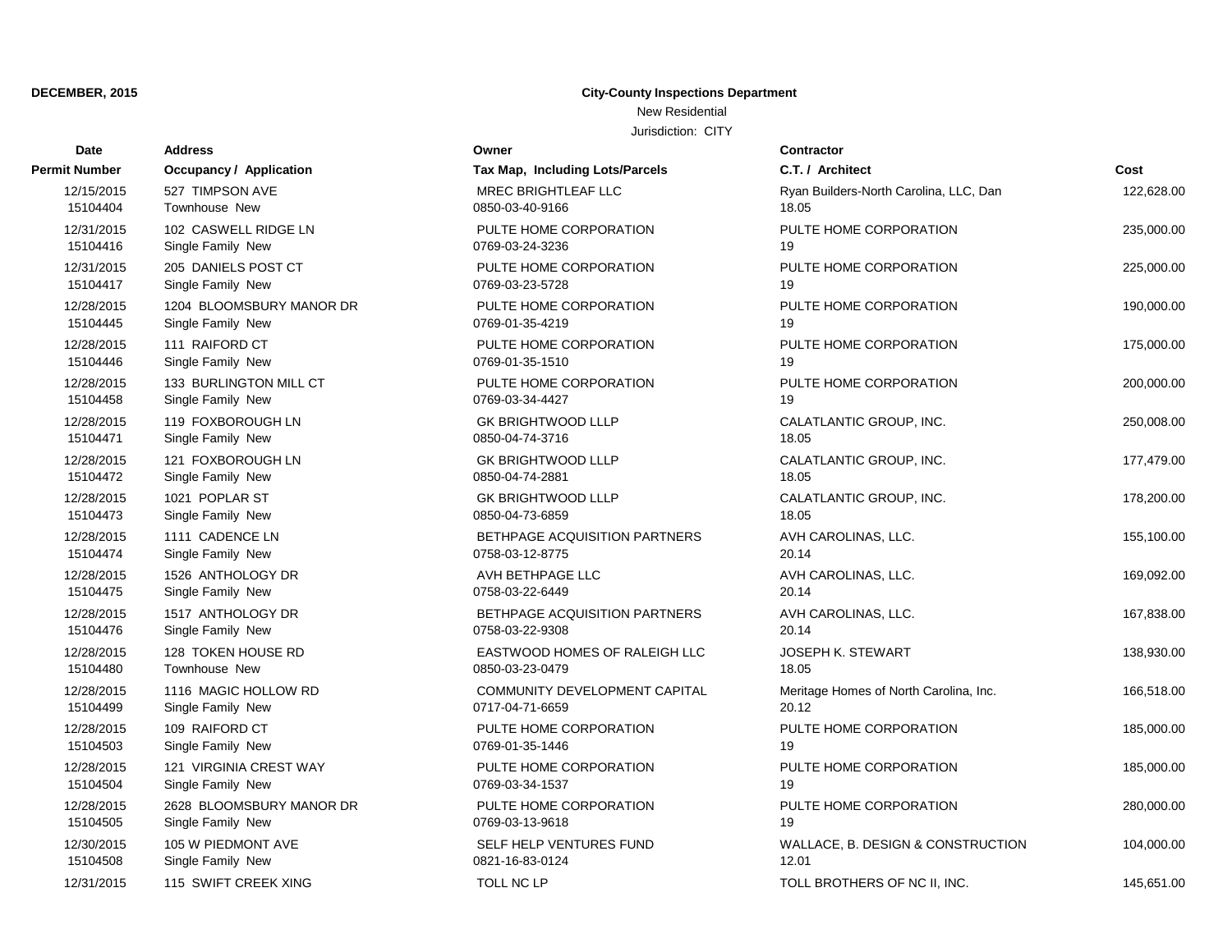**DECEMBER, 2015**

**City-County Inspections Department**

New Residential

Jurisdiction: CITY

| Date<br>Permit Number | Address<br>Occupancy / Application | Owner<br>Tax Map, Including Lots/Parcels | Contractor<br>C.T. / Architect | Cost |
|---|---|---|---|---|
| 12/15/2015<br>15104404 | 527 TIMPSON AVE<br>Townhouse New | MREC BRIGHTLEAF LLC<br>0850-03-40-9166 | Ryan Builders-North Carolina, LLC, Dan<br>18.05 | 122,628.00 |
| 12/31/2015<br>15104416 | 102 CASWELL RIDGE LN<br>Single Family New | PULTE HOME CORPORATION<br>0769-03-24-3236 | PULTE HOME CORPORATION<br>19 | 235,000.00 |
| 12/31/2015<br>15104417 | 205 DANIELS POST CT<br>Single Family New | PULTE HOME CORPORATION<br>0769-03-23-5728 | PULTE HOME CORPORATION<br>19 | 225,000.00 |
| 12/28/2015<br>15104445 | 1204 BLOOMSBURY MANOR DR<br>Single Family New | PULTE HOME CORPORATION<br>0769-01-35-4219 | PULTE HOME CORPORATION<br>19 | 190,000.00 |
| 12/28/2015<br>15104446 | 111 RAIFORD CT<br>Single Family New | PULTE HOME CORPORATION<br>0769-01-35-1510 | PULTE HOME CORPORATION<br>19 | 175,000.00 |
| 12/28/2015<br>15104458 | 133 BURLINGTON MILL CT<br>Single Family New | PULTE HOME CORPORATION<br>0769-03-34-4427 | PULTE HOME CORPORATION<br>19 | 200,000.00 |
| 12/28/2015<br>15104471 | 119 FOXBOROUGH LN<br>Single Family New | GK BRIGHTWOOD LLLP<br>0850-04-74-3716 | CALATLANTIC GROUP, INC.<br>18.05 | 250,008.00 |
| 12/28/2015<br>15104472 | 121 FOXBOROUGH LN<br>Single Family New | GK BRIGHTWOOD LLLP<br>0850-04-74-2881 | CALATLANTIC GROUP, INC.<br>18.05 | 177,479.00 |
| 12/28/2015<br>15104473 | 1021 POPLAR ST<br>Single Family New | GK BRIGHTWOOD LLLP<br>0850-04-73-6859 | CALATLANTIC GROUP, INC.<br>18.05 | 178,200.00 |
| 12/28/2015<br>15104474 | 1111 CADENCE LN<br>Single Family New | BETHPAGE ACQUISITION PARTNERS<br>0758-03-12-8775 | AVH CAROLINAS, LLC.<br>20.14 | 155,100.00 |
| 12/28/2015<br>15104475 | 1526 ANTHOLOGY DR<br>Single Family New | AVH BETHPAGE LLC<br>0758-03-22-6449 | AVH CAROLINAS, LLC.<br>20.14 | 169,092.00 |
| 12/28/2015<br>15104476 | 1517 ANTHOLOGY DR<br>Single Family New | BETHPAGE ACQUISITION PARTNERS<br>0758-03-22-9308 | AVH CAROLINAS, LLC.<br>20.14 | 167,838.00 |
| 12/28/2015<br>15104480 | 128 TOKEN HOUSE RD<br>Townhouse New | EASTWOOD HOMES OF RALEIGH LLC<br>0850-03-23-0479 | JOSEPH K. STEWART<br>18.05 | 138,930.00 |
| 12/28/2015<br>15104499 | 1116 MAGIC HOLLOW RD<br>Single Family New | COMMUNITY DEVELOPMENT CAPITAL<br>0717-04-71-6659 | Meritage Homes of North Carolina, Inc.<br>20.12 | 166,518.00 |
| 12/28/2015<br>15104503 | 109 RAIFORD CT<br>Single Family New | PULTE HOME CORPORATION<br>0769-01-35-1446 | PULTE HOME CORPORATION<br>19 | 185,000.00 |
| 12/28/2015<br>15104504 | 121 VIRGINIA CREST WAY<br>Single Family New | PULTE HOME CORPORATION<br>0769-03-34-1537 | PULTE HOME CORPORATION<br>19 | 185,000.00 |
| 12/28/2015<br>15104505 | 2628 BLOOMSBURY MANOR DR<br>Single Family New | PULTE HOME CORPORATION<br>0769-03-13-9618 | PULTE HOME CORPORATION<br>19 | 280,000.00 |
| 12/30/2015<br>15104508 | 105 W PIEDMONT AVE<br>Single Family New | SELF HELP VENTURES FUND<br>0821-16-83-0124 | WALLACE, B. DESIGN & CONSTRUCTION<br>12.01 | 104,000.00 |
| 12/31/2015 | 115 SWIFT CREEK XING | TOLL NC LP | TOLL BROTHERS OF NC II, INC. | 145,651.00 |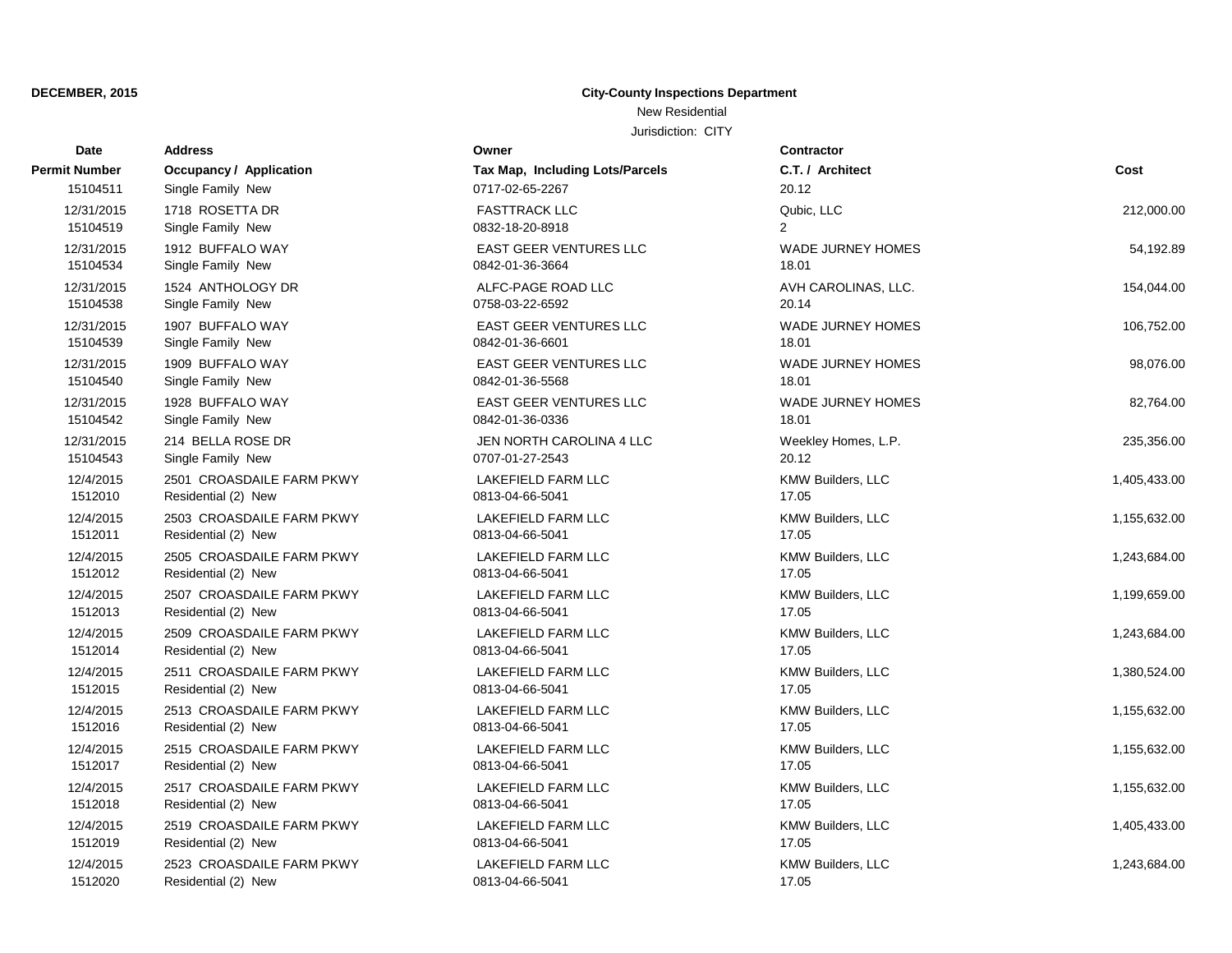**DECEMBER, 2015**

**City-County Inspections Department**

New Residential

Jurisdiction: CITY

| Date / Permit Number | Address / Occupancy / Application | Owner / Tax Map, Including Lots/Parcels | Contractor / C.T. / Architect | Cost |
|---|---|---|---|---|
| 15104511 | Single Family New | 0717-02-65-2267 | 20.12 | |
| 12/31/2015 | 1718 ROSETTA DR | FASTTRACK LLC | Qubic, LLC | 212,000.00 |
| 15104519 | Single Family New | 0832-18-20-8918 | 2 | |
| 12/31/2015 | 1912 BUFFALO WAY | EAST GEER VENTURES LLC | WADE JURNEY HOMES | 54,192.89 |
| 15104534 | Single Family New | 0842-01-36-3664 | 18.01 | |
| 12/31/2015 | 1524 ANTHOLOGY DR | ALFC-PAGE ROAD LLC | AVH CAROLINAS, LLC. | 154,044.00 |
| 15104538 | Single Family New | 0758-03-22-6592 | 20.14 | |
| 12/31/2015 | 1907 BUFFALO WAY | EAST GEER VENTURES LLC | WADE JURNEY HOMES | 106,752.00 |
| 15104539 | Single Family New | 0842-01-36-6601 | 18.01 | |
| 12/31/2015 | 1909 BUFFALO WAY | EAST GEER VENTURES LLC | WADE JURNEY HOMES | 98,076.00 |
| 15104540 | Single Family New | 0842-01-36-5568 | 18.01 | |
| 12/31/2015 | 1928 BUFFALO WAY | EAST GEER VENTURES LLC | WADE JURNEY HOMES | 82,764.00 |
| 15104542 | Single Family New | 0842-01-36-0336 | 18.01 | |
| 12/31/2015 | 214 BELLA ROSE DR | JEN NORTH CAROLINA 4 LLC | Weekley Homes, L.P. | 235,356.00 |
| 15104543 | Single Family New | 0707-01-27-2543 | 20.12 | |
| 12/4/2015 | 2501 CROASDAILE FARM PKWY | LAKEFIELD FARM LLC | KMW Builders, LLC | 1,405,433.00 |
| 1512010 | Residential (2) New | 0813-04-66-5041 | 17.05 | |
| 12/4/2015 | 2503 CROASDAILE FARM PKWY | LAKEFIELD FARM LLC | KMW Builders, LLC | 1,155,632.00 |
| 1512011 | Residential (2) New | 0813-04-66-5041 | 17.05 | |
| 12/4/2015 | 2505 CROASDAILE FARM PKWY | LAKEFIELD FARM LLC | KMW Builders, LLC | 1,243,684.00 |
| 1512012 | Residential (2) New | 0813-04-66-5041 | 17.05 | |
| 12/4/2015 | 2507 CROASDAILE FARM PKWY | LAKEFIELD FARM LLC | KMW Builders, LLC | 1,199,659.00 |
| 1512013 | Residential (2) New | 0813-04-66-5041 | 17.05 | |
| 12/4/2015 | 2509 CROASDAILE FARM PKWY | LAKEFIELD FARM LLC | KMW Builders, LLC | 1,243,684.00 |
| 1512014 | Residential (2) New | 0813-04-66-5041 | 17.05 | |
| 12/4/2015 | 2511 CROASDAILE FARM PKWY | LAKEFIELD FARM LLC | KMW Builders, LLC | 1,380,524.00 |
| 1512015 | Residential (2) New | 0813-04-66-5041 | 17.05 | |
| 12/4/2015 | 2513 CROASDAILE FARM PKWY | LAKEFIELD FARM LLC | KMW Builders, LLC | 1,155,632.00 |
| 1512016 | Residential (2) New | 0813-04-66-5041 | 17.05 | |
| 12/4/2015 | 2515 CROASDAILE FARM PKWY | LAKEFIELD FARM LLC | KMW Builders, LLC | 1,155,632.00 |
| 1512017 | Residential (2) New | 0813-04-66-5041 | 17.05 | |
| 12/4/2015 | 2517 CROASDAILE FARM PKWY | LAKEFIELD FARM LLC | KMW Builders, LLC | 1,155,632.00 |
| 1512018 | Residential (2) New | 0813-04-66-5041 | 17.05 | |
| 12/4/2015 | 2519 CROASDAILE FARM PKWY | LAKEFIELD FARM LLC | KMW Builders, LLC | 1,405,433.00 |
| 1512019 | Residential (2) New | 0813-04-66-5041 | 17.05 | |
| 12/4/2015 | 2523 CROASDAILE FARM PKWY | LAKEFIELD FARM LLC | KMW Builders, LLC | 1,243,684.00 |
| 1512020 | Residential (2) New | 0813-04-66-5041 | 17.05 | |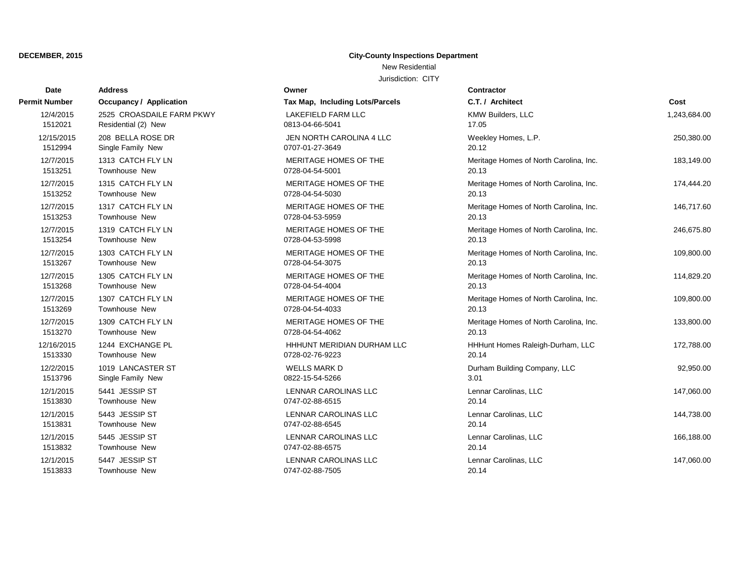**DECEMBER, 2015**

**City-County Inspections Department**

New Residential

Jurisdiction: CITY

| Date<br>Permit Number | Address<br>Occupancy / Application | Owner<br>Tax Map, Including Lots/Parcels | Contractor<br>C.T. / Architect | Cost |
|---|---|---|---|---|
| 12/4/2015<br>1512021 | 2525 CROASDAILE FARM PKWY<br>Residential (2) New | LAKEFIELD FARM LLC<br>0813-04-66-5041 | KMW Builders, LLC<br>17.05 | 1,243,684.00 |
| 12/15/2015<br>1512994 | 208 BELLA ROSE DR<br>Single Family New | JEN NORTH CAROLINA 4 LLC<br>0707-01-27-3649 | Weekley Homes, L.P.<br>20.12 | 250,380.00 |
| 12/7/2015<br>1513251 | 1313 CATCH FLY LN<br>Townhouse New | MERITAGE HOMES OF THE<br>0728-04-54-5001 | Meritage Homes of North Carolina, Inc.<br>20.13 | 183,149.00 |
| 12/7/2015<br>1513252 | 1315 CATCH FLY LN<br>Townhouse New | MERITAGE HOMES OF THE<br>0728-04-54-5030 | Meritage Homes of North Carolina, Inc.<br>20.13 | 174,444.20 |
| 12/7/2015<br>1513253 | 1317 CATCH FLY LN<br>Townhouse New | MERITAGE HOMES OF THE<br>0728-04-53-5959 | Meritage Homes of North Carolina, Inc.<br>20.13 | 146,717.60 |
| 12/7/2015<br>1513254 | 1319 CATCH FLY LN<br>Townhouse New | MERITAGE HOMES OF THE<br>0728-04-53-5998 | Meritage Homes of North Carolina, Inc.<br>20.13 | 246,675.80 |
| 12/7/2015<br>1513267 | 1303 CATCH FLY LN<br>Townhouse New | MERITAGE HOMES OF THE<br>0728-04-54-3075 | Meritage Homes of North Carolina, Inc.<br>20.13 | 109,800.00 |
| 12/7/2015<br>1513268 | 1305 CATCH FLY LN<br>Townhouse New | MERITAGE HOMES OF THE<br>0728-04-54-4004 | Meritage Homes of North Carolina, Inc.<br>20.13 | 114,829.20 |
| 12/7/2015<br>1513269 | 1307 CATCH FLY LN<br>Townhouse New | MERITAGE HOMES OF THE<br>0728-04-54-4033 | Meritage Homes of North Carolina, Inc.<br>20.13 | 109,800.00 |
| 12/7/2015<br>1513270 | 1309 CATCH FLY LN<br>Townhouse New | MERITAGE HOMES OF THE<br>0728-04-54-4062 | Meritage Homes of North Carolina, Inc.<br>20.13 | 133,800.00 |
| 12/16/2015<br>1513330 | 1244 EXCHANGE PL<br>Townhouse New | HHHUNT MERIDIAN DURHAM LLC<br>0728-02-76-9223 | HHHunt Homes Raleigh-Durham, LLC<br>20.14 | 172,788.00 |
| 12/2/2015<br>1513796 | 1019 LANCASTER ST<br>Single Family New | WELLS MARK D<br>0822-15-54-5266 | Durham Building Company, LLC<br>3.01 | 92,950.00 |
| 12/1/2015<br>1513830 | 5441 JESSIP ST<br>Townhouse New | LENNAR CAROLINAS LLC<br>0747-02-88-6515 | Lennar Carolinas, LLC<br>20.14 | 147,060.00 |
| 12/1/2015<br>1513831 | 5443 JESSIP ST<br>Townhouse New | LENNAR CAROLINAS LLC<br>0747-02-88-6545 | Lennar Carolinas, LLC<br>20.14 | 144,738.00 |
| 12/1/2015<br>1513832 | 5445 JESSIP ST<br>Townhouse New | LENNAR CAROLINAS LLC<br>0747-02-88-6575 | Lennar Carolinas, LLC<br>20.14 | 166,188.00 |
| 12/1/2015<br>1513833 | 5447 JESSIP ST<br>Townhouse New | LENNAR CAROLINAS LLC<br>0747-02-88-7505 | Lennar Carolinas, LLC<br>20.14 | 147,060.00 |